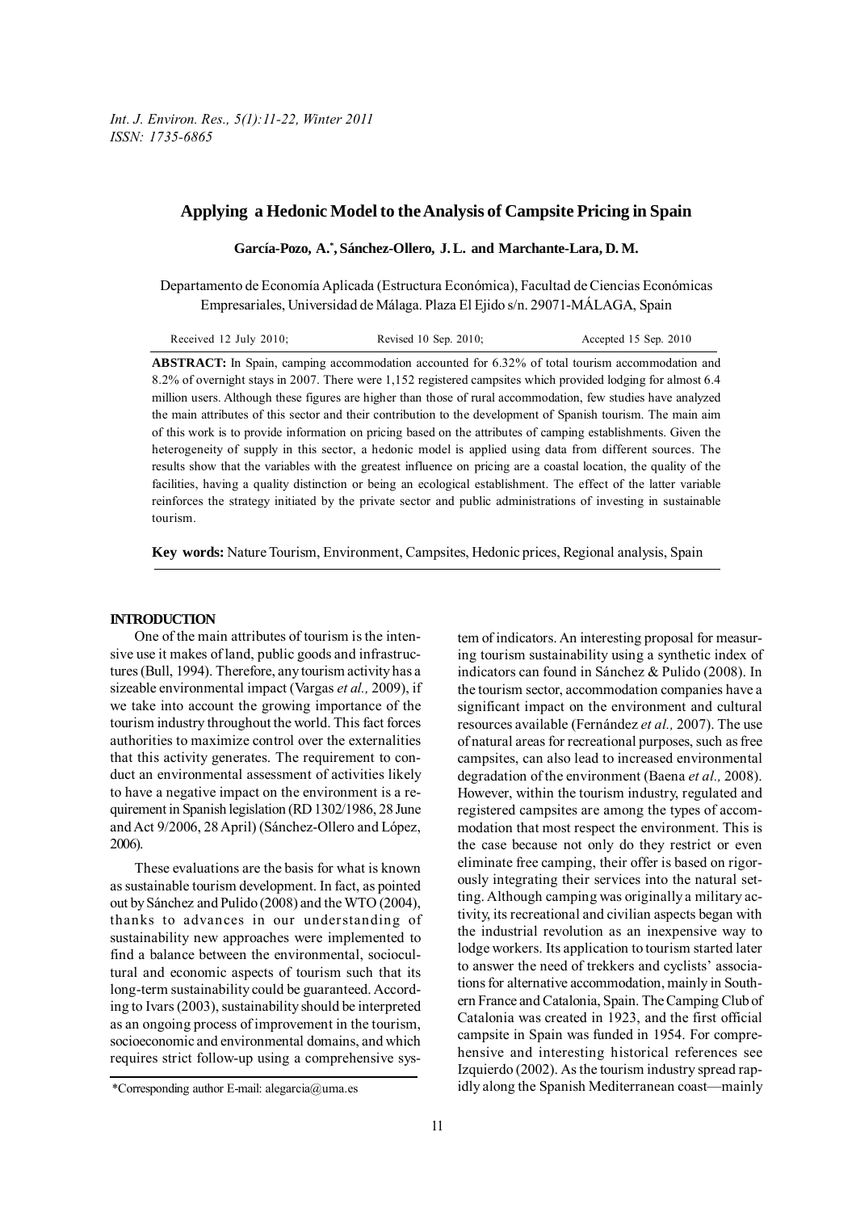# Applying a Hedonic Model to the Analysis of Campsite Pricing in Spain

**García-Pozo, A.[*], Sánchez-Ollero, J. L. and Marchante-Lara, D. M.**

Departamento de Economía Aplicada (Estructura Económica), Facultad de Ciencias Económicas Empresariales, Universidad de Málaga. Plaza El Ejido s/n. 29071-MÁLAGA, Spain

Received 12 July 2010; Revised 10 Sep. 2010; Accepted 15 Sep. 2010

**ABSTRACT:** In Spain, camping accommodation accounted for 6.32% of total tourism accommodation and 8.2% of overnight stays in 2007. There were 1,152 registered campsites which provided lodging for almost 6.4 million users. Although these figures are higher than those of rural accommodation, few studies have analyzed the main attributes of this sector and their contribution to the development of Spanish tourism. The main aim of this work is to provide information on pricing based on the attributes of camping establishments. Given the heterogeneity of supply in this sector, a hedonic model is applied using data from different sources. The results show that the variables with the greatest influence on pricing are a coastal location, the quality of the facilities, having a quality distinction or being an ecological establishment. The effect of the latter variable reinforces the strategy initiated by the private sector and public administrations of investing in sustainable tourism.

**Key words:** Nature Tourism, Environment, Campsites, Hedonic prices, Regional analysis, Spain

## INTRODUCTION

One of the main attributes of tourism is the intensive use it makes of land, public goods and infrastructures (Bull, 1994). Therefore, any tourism activity has a sizeable environmental impact (Vargas *et al.,* 2009), if we take into account the growing importance of the tourism industry throughout the world. This fact forces authorities to maximize control over the externalities that this activity generates. The requirement to conduct an environmental assessment of activities likely to have a negative impact on the environment is a requirement in Spanish legislation (RD 1302/1986, 28 June and Act 9/2006, 28 April) (Sánchez-Ollero and López, 2006).

These evaluations are the basis for what is known as sustainable tourism development. In fact, as pointed out by Sánchez and Pulido (2008) and the WTO (2004), thanks to advances in our understanding of sustainability new approaches were implemented to find a balance between the environmental, sociocultural and economic aspects of tourism such that its long-term sustainability could be guaranteed. According to Ivars (2003), sustainability should be interpreted as an ongoing process of improvement in the tourism, socioeconomic and environmental domains, and which requires strict follow-up using a comprehensive system of indicators. An interesting proposal for measuring tourism sustainability using a synthetic index of indicators can found in Sánchez & Pulido (2008). In the tourism sector, accommodation companies have a significant impact on the environment and cultural resources available (Fernández *et al.,* 2007). The use of natural areas for recreational purposes, such as free campsites, can also lead to increased environmental degradation of the environment (Baena *et al.,* 2008). However, within the tourism industry, regulated and registered campsites are among the types of accommodation that most respect the environment. This is the case because not only do they restrict or even eliminate free camping, their offer is based on rigorously integrating their services into the natural setting. Although camping was originally a military activity, its recreational and civilian aspects began with the industrial revolution as an inexpensive way to lodge workers. Its application to tourism started later to answer the need of trekkers and cyclists' associations for alternative accommodation, mainly in Southern France and Catalonia, Spain. The Camping Club of Catalonia was created in 1923, and the first official campsite in Spain was funded in 1954. For comprehensive and interesting historical references see Izquierdo (2002). As the tourism industry spread rapidly along the Spanish Mediterranean coast—mainly

*Corresponding author E-mail: alegarcia@uma.es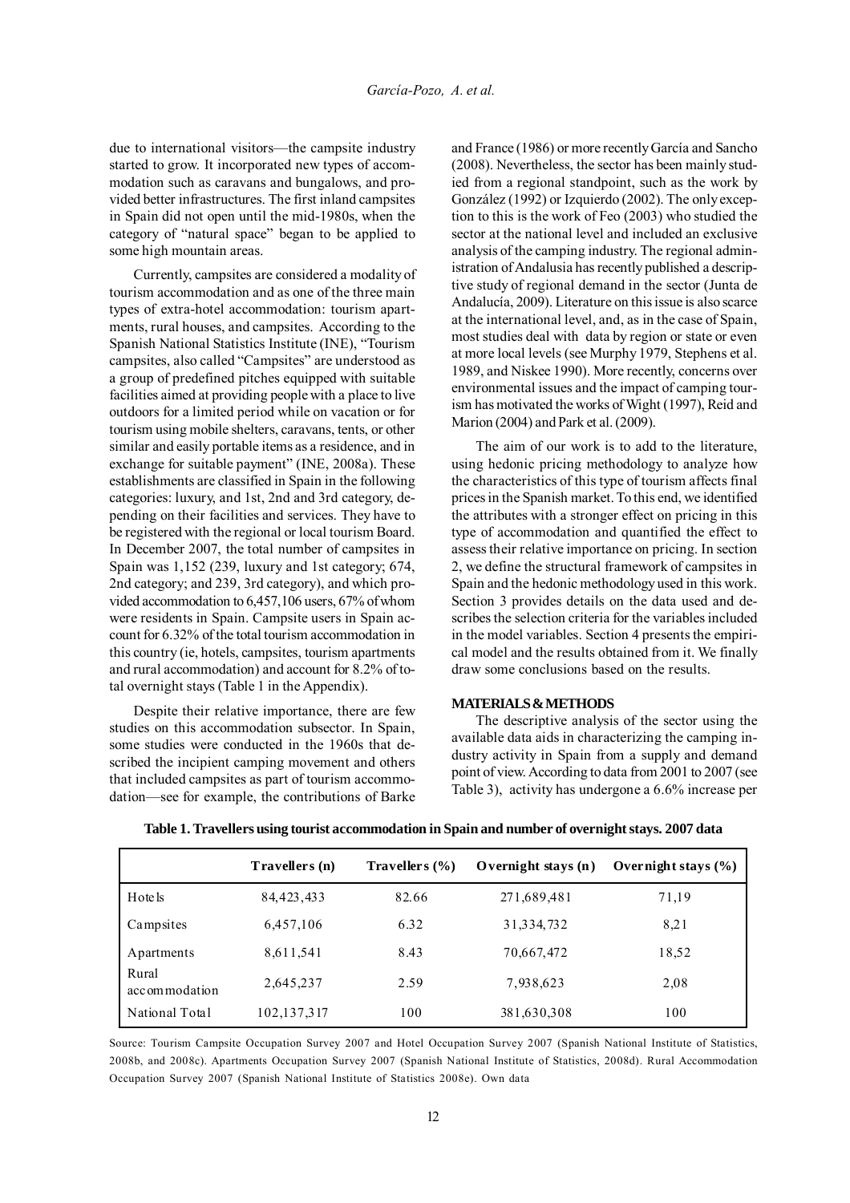due to international visitors—the campsite industry started to grow. It incorporated new types of accommodation such as caravans and bungalows, and provided better infrastructures. The first inland campsites in Spain did not open until the mid-1980s, when the category of "natural space" began to be applied to some high mountain areas.

Currently, campsites are considered a modality of tourism accommodation and as one of the three main types of extra-hotel accommodation: tourism apartments, rural houses, and campsites. According to the Spanish National Statistics Institute (INE), "Tourism campsites, also called "Campsites" are understood as a group of predefined pitches equipped with suitable facilities aimed at providing people with a place to live outdoors for a limited period while on vacation or for tourism using mobile shelters, caravans, tents, or other similar and easily portable items as a residence, and in exchange for suitable payment" (INE, 2008a). These establishments are classified in Spain in the following categories: luxury, and 1st, 2nd and 3rd category, depending on their facilities and services. They have to be registered with the regional or local tourism Board. In December 2007, the total number of campsites in Spain was 1,152 (239, luxury and 1st category; 674, 2nd category; and 239, 3rd category), and which provided accommodation to 6,457,106 users, 67% of whom were residents in Spain. Campsite users in Spain account for 6.32% of the total tourism accommodation in this country (ie, hotels, campsites, tourism apartments and rural accommodation) and account for 8.2% of total overnight stays (Table 1 in the Appendix).

Despite their relative importance, there are few studies on this accommodation subsector. In Spain, some studies were conducted in the 1960s that described the incipient camping movement and others that included campsites as part of tourism accommodation—see for example, the contributions of Barke and France (1986) or more recently García and Sancho (2008). Nevertheless, the sector has been mainly studied from a regional standpoint, such as the work by González (1992) or Izquierdo (2002). The only exception to this is the work of Feo (2003) who studied the sector at the national level and included an exclusive analysis of the camping industry. The regional administration of Andalusia has recently published a descriptive study of regional demand in the sector (Junta de Andalucía, 2009). Literature on this issue is also scarce at the international level, and, as in the case of Spain, most studies deal with data by region or state or even at more local levels (see Murphy 1979, Stephens et al. 1989, and Niskee 1990). More recently, concerns over environmental issues and the impact of camping tourism has motivated the works of Wight (1997), Reid and Marion (2004) and Park et al. (2009).

The aim of our work is to add to the literature, using hedonic pricing methodology to analyze how the characteristics of this type of tourism affects final prices in the Spanish market. To this end, we identified the attributes with a stronger effect on pricing in this type of accommodation and quantified the effect to assess their relative importance on pricing. In section 2, we define the structural framework of campsites in Spain and the hedonic methodology used in this work. Section 3 provides details on the data used and describes the selection criteria for the variables included in the model variables. Section 4 presents the empirical model and the results obtained from it. We finally draw some conclusions based on the results.

## MATERIALS & METHODS

The descriptive analysis of the sector using the available data aids in characterizing the camping industry activity in Spain from a supply and demand point of view. According to data from 2001 to 2007 (see Table 3), activity has undergone a 6.6% increase per

**Table 1. Travellers using tourist accommodation in Spain and number of overnight stays. 2007 data**

| | Travellers (n) | Travellers (%) | Overnight stays (n) | Overnight stays (%) |
|---|---|---|---|---|
| Hotels | 84,423,433 | 82.66 | 271,689,481 | 71,19 |
| Campsites | 6,457,106 | 6.32 | 31,334,732 | 8,21 |
| Apartments | 8,611,541 | 8.43 | 70,667,472 | 18,52 |
| Rural accommodation | 2,645,237 | 2.59 | 7,938,623 | 2,08 |
| National Total | 102,137,317 | 100 | 381,630,308 | 100 |

Source: Tourism Campsite Occupation Survey 2007 and Hotel Occupation Survey 2007 (Spanish National Institute of Statistics, 2008b, and 2008c). Apartments Occupation Survey 2007 (Spanish National Institute of Statistics, 2008d). Rural Accommodation Occupation Survey 2007 (Spanish National Institute of Statistics 2008e). Own data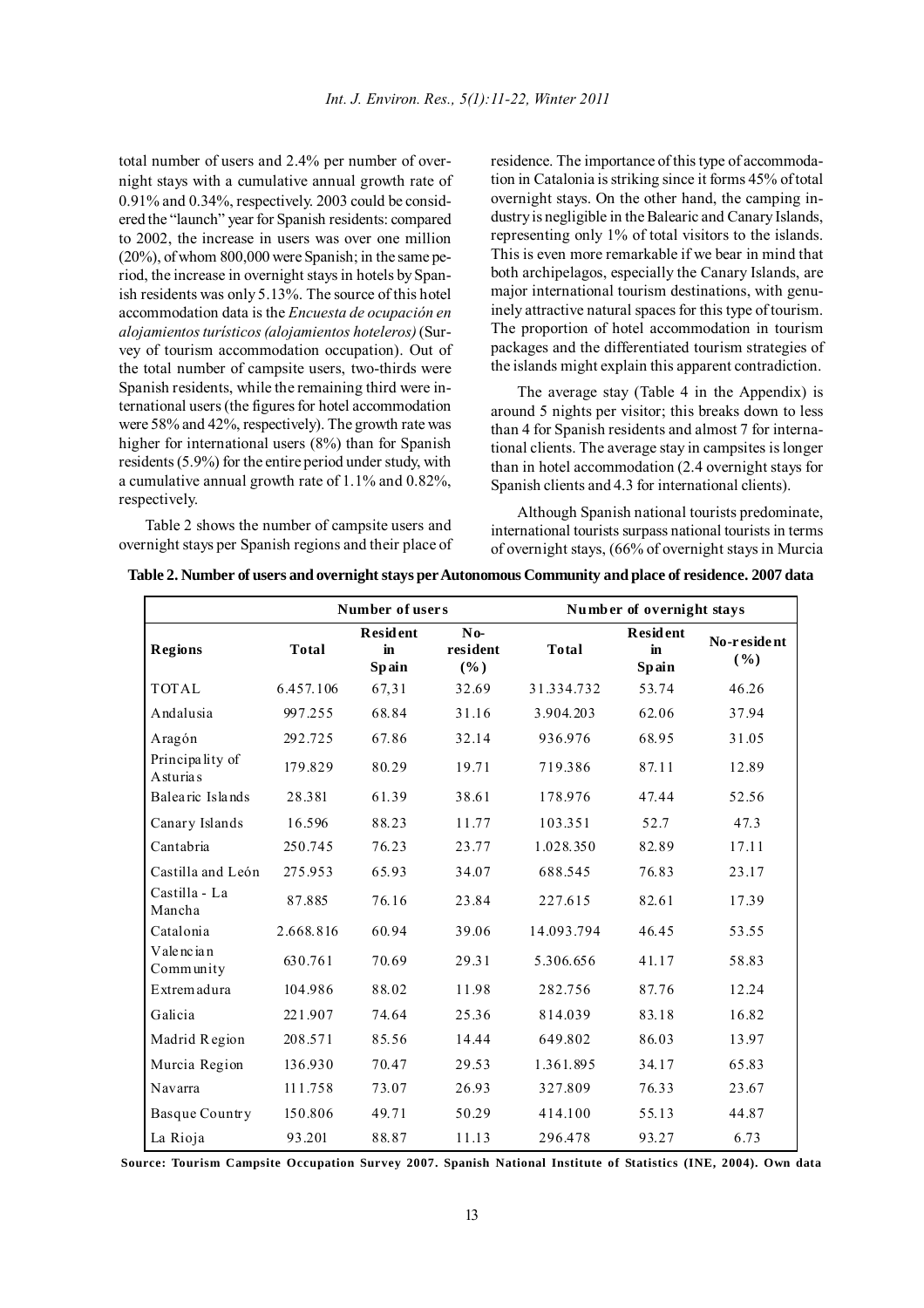total number of users and 2.4% per number of overnight stays with a cumulative annual growth rate of 0.91% and 0.34%, respectively. 2003 could be considered the "launch" year for Spanish residents: compared to 2002, the increase in users was over one million (20%), of whom 800,000 were Spanish; in the same period, the increase in overnight stays in hotels by Spanish residents was only 5.13%. The source of this hotel accommodation data is the *Encuesta de ocupación en alojamientos turísticos (alojamientos hoteleros)* (Survey of tourism accommodation occupation). Out of the total number of campsite users, two-thirds were Spanish residents, while the remaining third were international users (the figures for hotel accommodation were 58% and 42%, respectively). The growth rate was higher for international users (8%) than for Spanish residents (5.9%) for the entire period under study, with a cumulative annual growth rate of 1.1% and 0.82%, respectively.

Table 2 shows the number of campsite users and overnight stays per Spanish regions and their place of residence. The importance of this type of accommodation in Catalonia is striking since it forms 45% of total overnight stays. On the other hand, the camping industry is negligible in the Balearic and Canary Islands, representing only 1% of total visitors to the islands. This is even more remarkable if we bear in mind that both archipelagos, especially the Canary Islands, are major international tourism destinations, with genuinely attractive natural spaces for this type of tourism. The proportion of hotel accommodation in tourism packages and the differentiated tourism strategies of the islands might explain this apparent contradiction.

The average stay (Table 4 in the Appendix) is around 5 nights per visitor; this breaks down to less than 4 for Spanish residents and almost 7 for international clients. The average stay in campsites is longer than in hotel accommodation (2.4 overnight stays for Spanish clients and 4.3 for international clients).

Although Spanish national tourists predominate, international tourists surpass national tourists in terms of overnight stays, (66% of overnight stays in Murcia

**Table 2. Number of users and overnight stays per Autonomous Community and place of residence. 2007 data**

| | Number of users | | | Number of overnight stays | | |
|---|---|---|---|---|---|---|
| **Regions** | **Total** | **Resident in Spain** | **No-resident (%)** | **Total** | **Resident in Spain** | **No-resident (%)** |
| TOTAL | 6.457.106 | 67,31 | 32.69 | 31.334.732 | 53.74 | 46.26 |
| Andalusia | 997.255 | 68.84 | 31.16 | 3.904.203 | 62.06 | 37.94 |
| Aragón | 292.725 | 67.86 | 32.14 | 936.976 | 68.95 | 31.05 |
| Principality of Asturias | 179.829 | 80.29 | 19.71 | 719.386 | 87.11 | 12.89 |
| Balearic Islands | 28.381 | 61.39 | 38.61 | 178.976 | 47.44 | 52.56 |
| Canary Islands | 16.596 | 88.23 | 11.77 | 103.351 | 52.7 | 47.3 |
| Cantabria | 250.745 | 76.23 | 23.77 | 1.028.350 | 82.89 | 17.11 |
| Castilla and León | 275.953 | 65.93 | 34.07 | 688.545 | 76.83 | 23.17 |
| Castilla - La Mancha | 87.885 | 76.16 | 23.84 | 227.615 | 82.61 | 17.39 |
| Catalonia | 2.668.816 | 60.94 | 39.06 | 14.093.794 | 46.45 | 53.55 |
| Valencian Community | 630.761 | 70.69 | 29.31 | 5.306.656 | 41.17 | 58.83 |
| Extremadura | 104.986 | 88.02 | 11.98 | 282.756 | 87.76 | 12.24 |
| Galicia | 221.907 | 74.64 | 25.36 | 814.039 | 83.18 | 16.82 |
| Madrid Region | 208.571 | 85.56 | 14.44 | 649.802 | 86.03 | 13.97 |
| Murcia Region | 136.930 | 70.47 | 29.53 | 1.361.895 | 34.17 | 65.83 |
| Navarra | 111.758 | 73.07 | 26.93 | 327.809 | 76.33 | 23.67 |
| Basque Country | 150.806 | 49.71 | 50.29 | 414.100 | 55.13 | 44.87 |
| La Rioja | 93.201 | 88.87 | 11.13 | 296.478 | 93.27 | 6.73 |

**Source: Tourism Campsite Occupation Survey 2007. Spanish National Institute of Statistics (INE, 2004). Own data**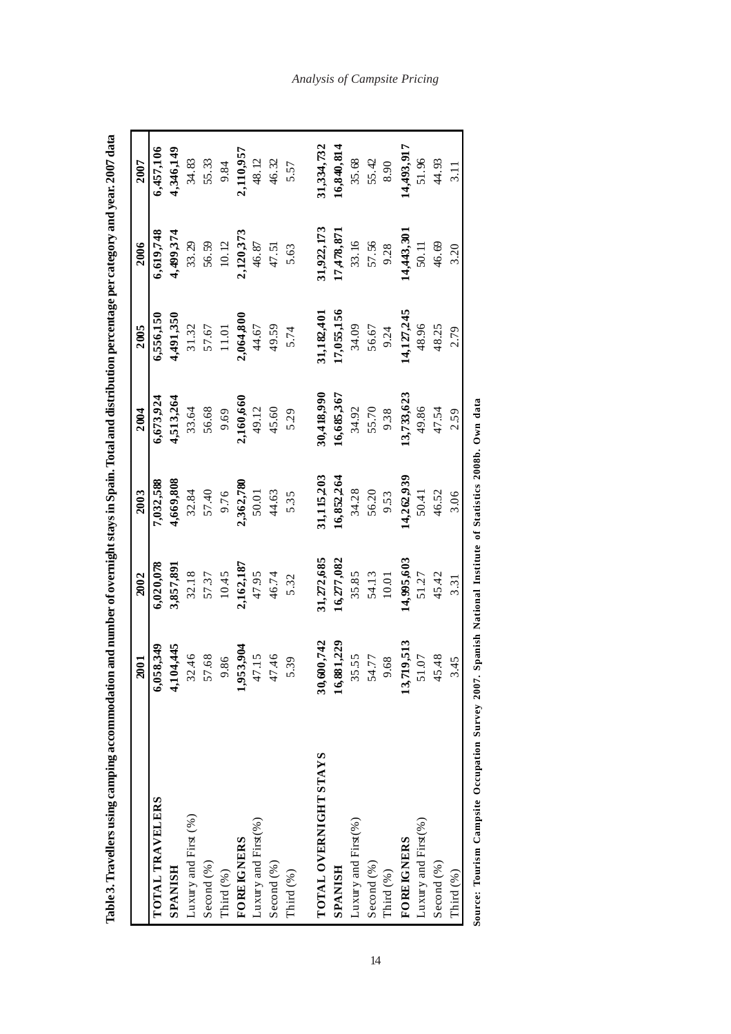**Table 3. Travellers using camping accommodation and number of overnight stays in Spain. Total and distribution percentage per category and year. 2007 data**

| | 2001 | 2002 | 2003 | 2004 | 2005 | 2006 | 2007 |
|---|---|---|---|---|---|---|---|
| **TOTAL TRAVELERS** | **6,058,349** | **6,020,078** | **7,032,588** | **6,673,924** | **6,556,150** | **6,619,748** | **6,457,106** |
| **SPANISH** | **4,104,445** | **3,857,891** | **4,669,808** | **4,513,264** | **4,491,350** | **4,499,374** | **4,346,149** |
| Luxury and First (%) | 32.46 | 32.18 | 32.84 | 33.64 | 31.32 | 33.29 | 34.83 |
| Second (%) | 57.68 | 57.37 | 57.40 | 56.68 | 57.67 | 56.59 | 55.33 |
| Third (%) | 9.86 | 10.45 | 9.76 | 9.69 | 11.01 | 10.12 | 9.84 |
| **FOREIGNERS** | **1,953,904** | **2,162,187** | **2,362,780** | **2,160,660** | **2,064,800** | **2,120,373** | **2,110,957** |
| Luxury and First(%) | 47.15 | 47.95 | 50.01 | 49.12 | 44.67 | 46.87 | 48.12 |
| Second (%) | 47.46 | 46.74 | 44.63 | 45.60 | 49.59 | 47.51 | 46.32 |
| Third (%) | 5.39 | 5.32 | 5.35 | 5.29 | 5.74 | 5.63 | 5.57 |
| | | | | | | | |
| **TOTAL OVERNIGHT STAYS** | **30,600,742** | **31,272,685** | **31,115,203** | **30,418,990** | **31,182,401** | **31,922,173** | **31,334,732** |
| **SPANISH** | **16,881,229** | **16,277,082** | **16,852,264** | **16,685,367** | **17,055,156** | **17,478,871** | **16,840,814** |
| Luxury and First(%) | 35.55 | 35.85 | 34.28 | 34.92 | 34.09 | 33.16 | 35.68 |
| Second (%) | 54.77 | 54.13 | 56.20 | 55.70 | 56.67 | 57.56 | 55.42 |
| Third (%) | 9.68 | 10.01 | 9.53 | 9.38 | 9.24 | 9.28 | 8.90 |
| **FOREIGNERS** | **13,719,513** | **14,995,603** | **14,262,939** | **13,733,623** | **14,127,245** | **14,443,301** | **14,493,917** |
| Luxury and First(%) | 51.07 | 51.27 | 50.41 | 49.86 | 48.96 | 50.11 | 51.96 |
| Second (%) | 45.48 | 45.42 | 46.52 | 47.54 | 48.25 | 46.69 | 44.93 |
| Third (%) | 3.45 | 3.31 | 3.06 | 2.59 | 2.79 | 3.20 | 3.11 |

**Source: Tourism Campsite Occupation Survey 2007. Spanish National Institute of Statistics 2008b. Own data**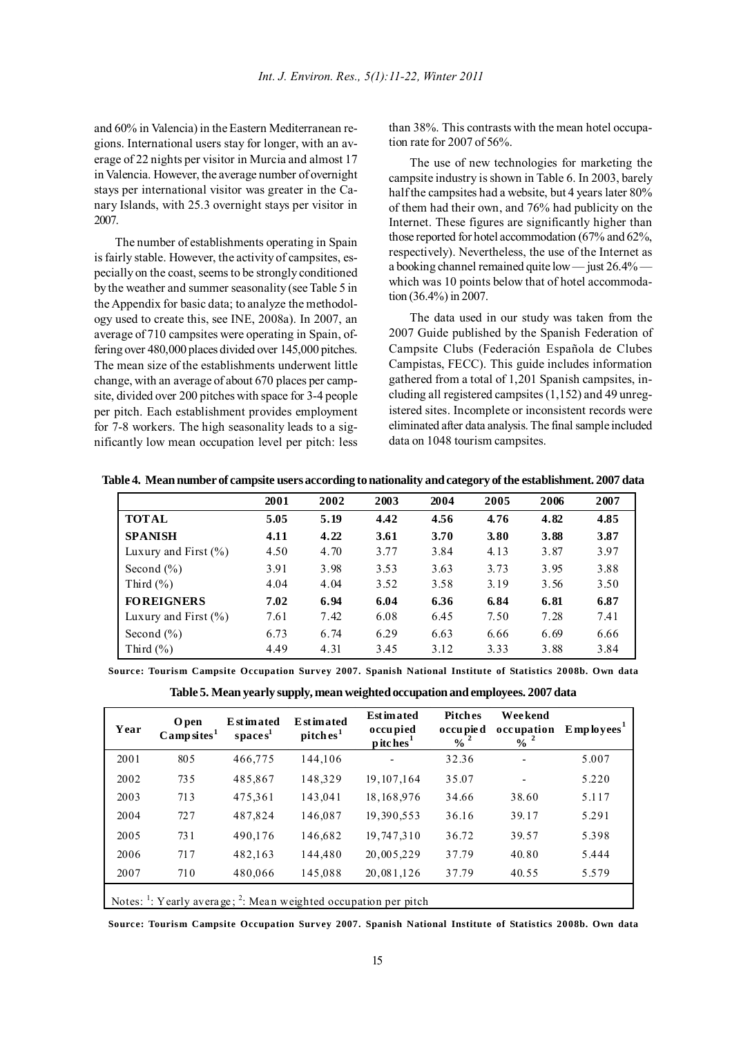and 60% in Valencia) in the Eastern Mediterranean regions. International users stay for longer, with an average of 22 nights per visitor in Murcia and almost 17 in Valencia. However, the average number of overnight stays per international visitor was greater in the Canary Islands, with 25.3 overnight stays per visitor in 2007.

The number of establishments operating in Spain is fairly stable. However, the activity of campsites, especially on the coast, seems to be strongly conditioned by the weather and summer seasonality (see Table 5 in the Appendix for basic data; to analyze the methodology used to create this, see INE, 2008a). In 2007, an average of 710 campsites were operating in Spain, offering over 480,000 places divided over 145,000 pitches. The mean size of the establishments underwent little change, with an average of about 670 places per campsite, divided over 200 pitches with space for 3-4 people per pitch. Each establishment provides employment for 7-8 workers. The high seasonality leads to a significantly low mean occupation level per pitch: less than 38%. This contrasts with the mean hotel occupation rate for 2007 of 56%.

The use of new technologies for marketing the campsite industry is shown in Table 6. In 2003, barely half the campsites had a website, but 4 years later 80% of them had their own, and 76% had publicity on the Internet. These figures are significantly higher than those reported for hotel accommodation (67% and 62%, respectively). Nevertheless, the use of the Internet as a booking channel remained quite low — just 26.4% — which was 10 points below that of hotel accommodation (36.4%) in 2007.

The data used in our study was taken from the 2007 Guide published by the Spanish Federation of Campsite Clubs (Federación Española de Clubes Campistas, FECC). This guide includes information gathered from a total of 1,201 Spanish campsites, including all registered campsites (1,152) and 49 unregistered sites. Incomplete or inconsistent records were eliminated after data analysis. The final sample included data on 1048 tourism campsites.

**Table 4. Mean number of campsite users according to nationality and category of the establishment. 2007 data**

| | 2001 | 2002 | 2003 | 2004 | 2005 | 2006 | 2007 |
|---|---|---|---|---|---|---|---|
| **TOTAL** | **5.05** | **5.19** | **4.42** | **4.56** | **4.76** | **4.82** | **4.85** |
| **SPANISH** | **4.11** | **4.22** | **3.61** | **3.70** | **3.80** | **3.88** | **3.87** |
| Luxury and First (%) | 4.50 | 4.70 | 3.77 | 3.84 | 4.13 | 3.87 | 3.97 |
| Second (%) | 3.91 | 3.98 | 3.53 | 3.63 | 3.73 | 3.95 | 3.88 |
| Third (%) | 4.04 | 4.04 | 3.52 | 3.58 | 3.19 | 3.56 | 3.50 |
| **FOREIGNERS** | **7.02** | **6.94** | **6.04** | **6.36** | **6.84** | **6.81** | **6.87** |
| Luxury and First (%) | 7.61 | 7.42 | 6.08 | 6.45 | 7.50 | 7.28 | 7.41 |
| Second (%) | 6.73 | 6.74 | 6.29 | 6.63 | 6.66 | 6.69 | 6.66 |
| Third (%) | 4.49 | 4.31 | 3.45 | 3.12 | 3.33 | 3.88 | 3.84 |

**Source: Tourism Campsite Occupation Survey 2007. Spanish National Institute of Statistics 2008b. Own data**

**Table 5. Mean yearly supply, mean weighted occupation and employees. 2007 data**

| Year | Open Campsites[1] | Estimated spaces[1] | Estimated pitches[1] | Estimated occupied pitches[1] | Pitches occupied %[2] | Weekend occupation %[2] | Employees[1] |
|---|---|---|---|---|---|---|---|
| 2001 | 805 | 466,775 | 144,106 | - | 32.36 | - | 5.007 |
| 2002 | 735 | 485,867 | 148,329 | 19,107,164 | 35.07 | - | 5.220 |
| 2003 | 713 | 475,361 | 143,041 | 18,168,976 | 34.66 | 38.60 | 5.117 |
| 2004 | 727 | 487,824 | 146,087 | 19,390,553 | 36.16 | 39.17 | 5.291 |
| 2005 | 731 | 490,176 | 146,682 | 19,747,310 | 36.72 | 39.57 | 5.398 |
| 2006 | 717 | 482,163 | 144,480 | 20,005,229 | 37.79 | 40.80 | 5.444 |
| 2007 | 710 | 480,066 | 145,088 | 20,081,126 | 37.79 | 40.55 | 5.579 |

Notes: [1]: Yearly average; [2]: Mean weighted occupation per pitch

**Source: Tourism Campsite Occupation Survey 2007. Spanish National Institute of Statistics 2008b. Own data**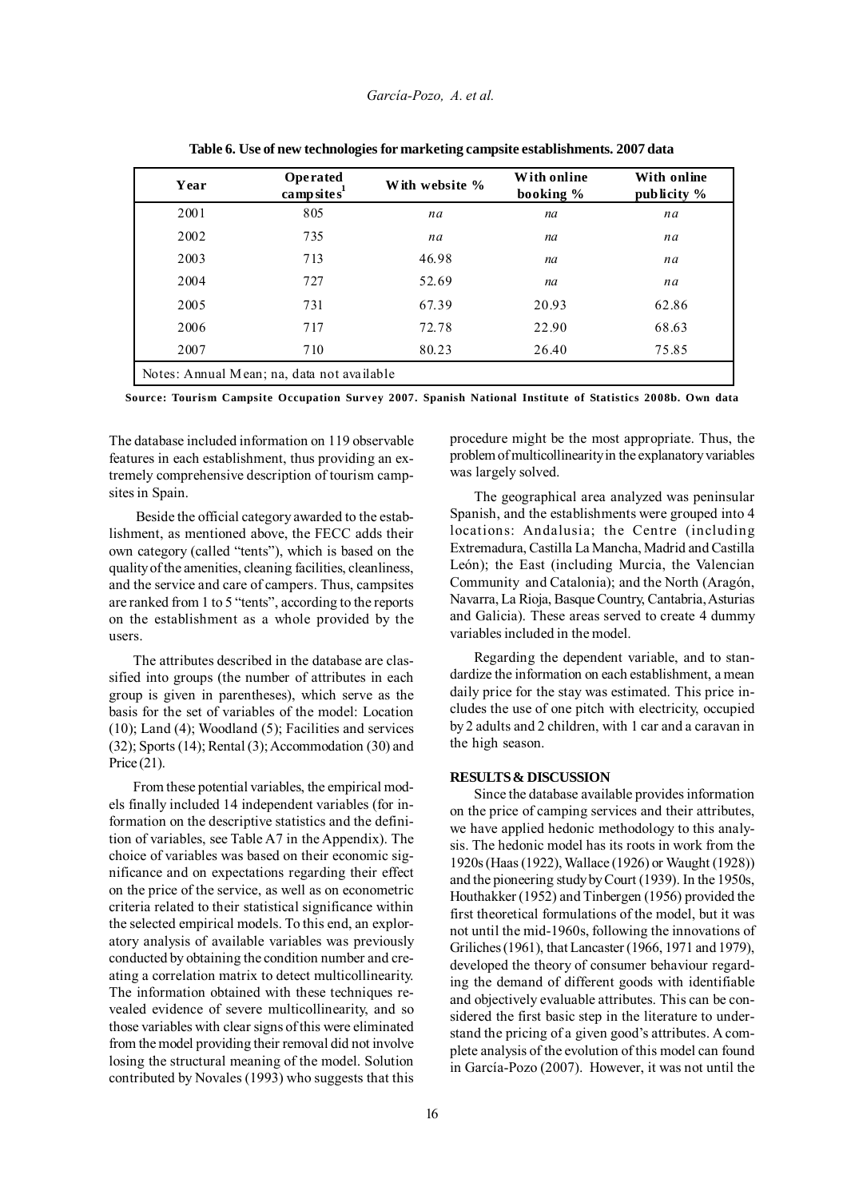**Table 6. Use of new technologies for marketing campsite establishments. 2007 data**

| Year | Operated campsites[1] | With website % | With online booking % | With online publicity % |
|---|---|---|---|---|
| 2001 | 805 | *na* | *na* | *na* |
| 2002 | 735 | *na* | *na* | *na* |
| 2003 | 713 | 46.98 | *na* | *na* |
| 2004 | 727 | 52.69 | *na* | *na* |
| 2005 | 731 | 67.39 | 20.93 | 62.86 |
| 2006 | 717 | 72.78 | 22.90 | 68.63 |
| 2007 | 710 | 80.23 | 26.40 | 75.85 |

Notes: Annual Mean; na, data not available

**Source: Tourism Campsite Occupation Survey 2007. Spanish National Institute of Statistics 2008b. Own data**

The database included information on 119 observable features in each establishment, thus providing an extremely comprehensive description of tourism campsites in Spain.

Beside the official category awarded to the establishment, as mentioned above, the FECC adds their own category (called "tents"), which is based on the quality of the amenities, cleaning facilities, cleanliness, and the service and care of campers. Thus, campsites are ranked from 1 to 5 "tents", according to the reports on the establishment as a whole provided by the users.

The attributes described in the database are classified into groups (the number of attributes in each group is given in parentheses), which serve as the basis for the set of variables of the model: Location (10); Land (4); Woodland (5); Facilities and services (32); Sports (14); Rental (3); Accommodation (30) and Price (21).

From these potential variables, the empirical models finally included 14 independent variables (for information on the descriptive statistics and the definition of variables, see Table A7 in the Appendix). The choice of variables was based on their economic significance and on expectations regarding their effect on the price of the service, as well as on econometric criteria related to their statistical significance within the selected empirical models. To this end, an exploratory analysis of available variables was previously conducted by obtaining the condition number and creating a correlation matrix to detect multicollinearity. The information obtained with these techniques revealed evidence of severe multicollinearity, and so those variables with clear signs of this were eliminated from the model providing their removal did not involve losing the structural meaning of the model. Solution contributed by Novales (1993) who suggests that this procedure might be the most appropriate. Thus, the problem of multicollinearity in the explanatory variables was largely solved.

The geographical area analyzed was peninsular Spanish, and the establishments were grouped into 4 locations: Andalusia; the Centre (including Extremadura, Castilla La Mancha, Madrid and Castilla León); the East (including Murcia, the Valencian Community and Catalonia); and the North (Aragón, Navarra, La Rioja, Basque Country, Cantabria, Asturias and Galicia). These areas served to create 4 dummy variables included in the model.

Regarding the dependent variable, and to standardize the information on each establishment, a mean daily price for the stay was estimated. This price includes the use of one pitch with electricity, occupied by 2 adults and 2 children, with 1 car and a caravan in the high season.

## RESULTS & DISCUSSION

Since the database available provides information on the price of camping services and their attributes, we have applied hedonic methodology to this analysis. The hedonic model has its roots in work from the 1920s (Haas (1922), Wallace (1926) or Waught (1928)) and the pioneering study by Court (1939). In the 1950s, Houthakker (1952) and Tinbergen (1956) provided the first theoretical formulations of the model, but it was not until the mid-1960s, following the innovations of Griliches (1961), that Lancaster (1966, 1971 and 1979), developed the theory of consumer behaviour regarding the demand of different goods with identifiable and objectively evaluable attributes. This can be considered the first basic step in the literature to understand the pricing of a given good's attributes. A complete analysis of the evolution of this model can found in García-Pozo (2007). However, it was not until the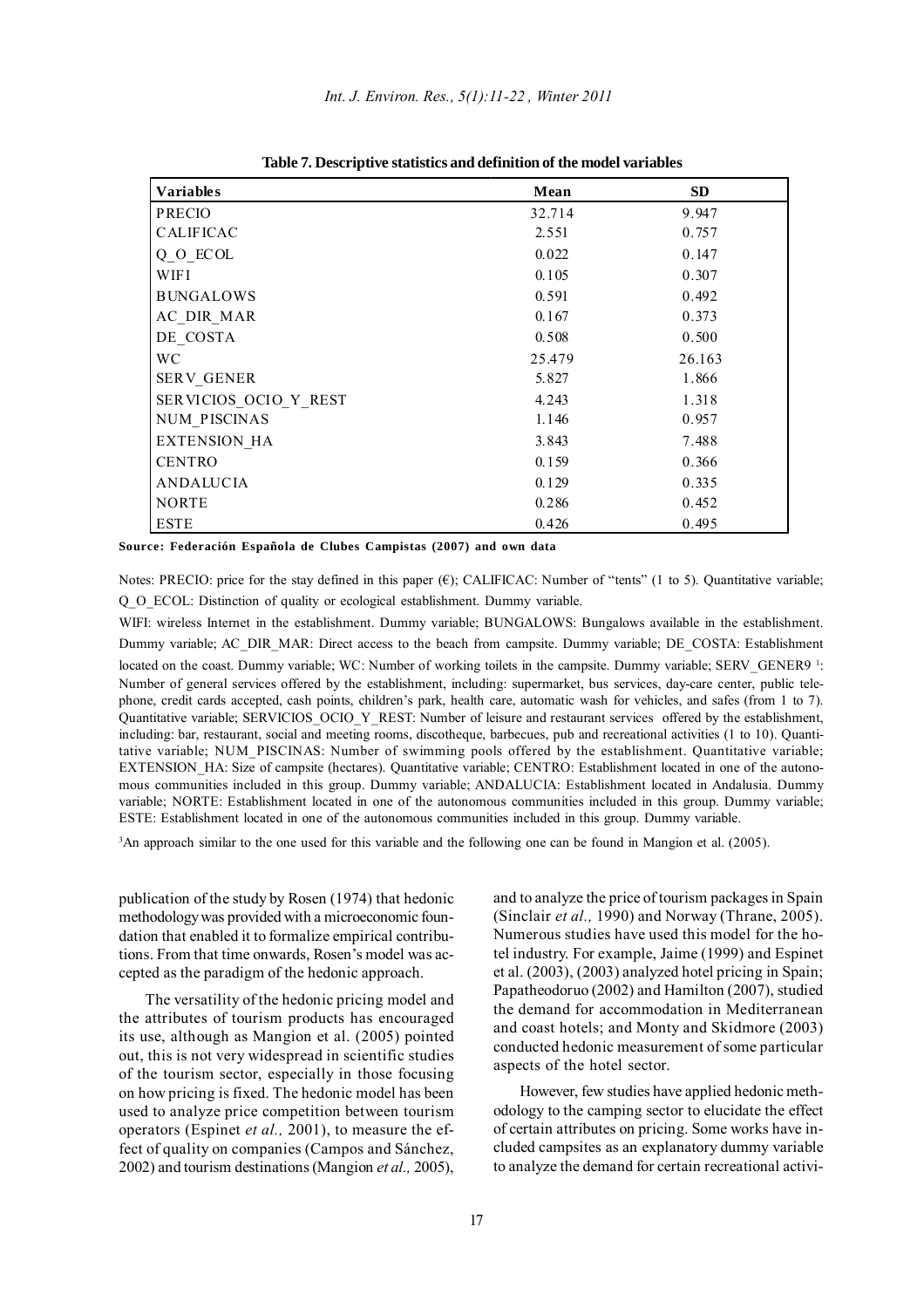**Table 7. Descriptive statistics and definition of the model variables**

| Variables | Mean | SD |
|---|---|---|
| PRECIO | 32.714 | 9.947 |
| CALIFICAC | 2.551 | 0.757 |
| Q_O_ECOL | 0.022 | 0.147 |
| WIFI | 0.105 | 0.307 |
| BUNGALOWS | 0.591 | 0.492 |
| AC_DIR_MAR | 0.167 | 0.373 |
| DE_COSTA | 0.508 | 0.500 |
| WC | 25.479 | 26.163 |
| SERV_GENER | 5.827 | 1.866 |
| SERVICIOS_OCIO_Y_REST | 4.243 | 1.318 |
| NUM_PISCINAS | 1.146 | 0.957 |
| EXTENSION_HA | 3.843 | 7.488 |
| CENTRO | 0.159 | 0.366 |
| ANDALUCIA | 0.129 | 0.335 |
| NORTE | 0.286 | 0.452 |
| ESTE | 0.426 | 0.495 |

**Source: Federación Española de Clubes Campistas (2007) and own data**

Notes: PRECIO: price for the stay defined in this paper (€); CALIFICAC: Number of "tents" (1 to 5). Quantitative variable; Q_O_ECOL: Distinction of quality or ecological establishment. Dummy variable.

WIFI: wireless Internet in the establishment. Dummy variable; BUNGALOWS: Bungalows available in the establishment. Dummy variable; AC_DIR_MAR: Direct access to the beach from campsite. Dummy variable; DE_COSTA: Establishment located on the coast. Dummy variable; WC: Number of working toilets in the campsite. Dummy variable; SERV_GENER9 [1]: Number of general services offered by the establishment, including: supermarket, bus services, day-care center, public telephone, credit cards accepted, cash points, children's park, health care, automatic wash for vehicles, and safes (from 1 to 7). Quantitative variable; SERVICIOS_OCIO_Y_REST: Number of leisure and restaurant services offered by the establishment, including: bar, restaurant, social and meeting rooms, discotheque, barbecues, pub and recreational activities (1 to 10). Quantitative variable; NUM_PISCINAS: Number of swimming pools offered by the establishment. Quantitative variable; EXTENSION_HA: Size of campsite (hectares). Quantitative variable; CENTRO: Establishment located in one of the autonomous communities included in this group. Dummy variable; ANDALUCIA: Establishment located in Andalusia. Dummy variable; NORTE: Establishment located in one of the autonomous communities included in this group. Dummy variable; ESTE: Establishment located in one of the autonomous communities included in this group. Dummy variable.

[3]An approach similar to the one used for this variable and the following one can be found in Mangion et al. (2005).

publication of the study by Rosen (1974) that hedonic methodology was provided with a microeconomic foundation that enabled it to formalize empirical contributions. From that time onwards, Rosen's model was accepted as the paradigm of the hedonic approach.

The versatility of the hedonic pricing model and the attributes of tourism products has encouraged its use, although as Mangion et al. (2005) pointed out, this is not very widespread in scientific studies of the tourism sector, especially in those focusing on how pricing is fixed. The hedonic model has been used to analyze price competition between tourism operators (Espinet *et al.,* 2001), to measure the effect of quality on companies (Campos and Sánchez, 2002) and tourism destinations (Mangion *et al.,* 2005), and to analyze the price of tourism packages in Spain (Sinclair *et al.,* 1990) and Norway (Thrane, 2005). Numerous studies have used this model for the hotel industry. For example, Jaime (1999) and Espinet et al. (2003), (2003) analyzed hotel pricing in Spain; Papatheodoruo (2002) and Hamilton (2007), studied the demand for accommodation in Mediterranean and coast hotels; and Monty and Skidmore (2003) conducted hedonic measurement of some particular aspects of the hotel sector.

However, few studies have applied hedonic methodology to the camping sector to elucidate the effect of certain attributes on pricing. Some works have included campsites as an explanatory dummy variable to analyze the demand for certain recreational activi-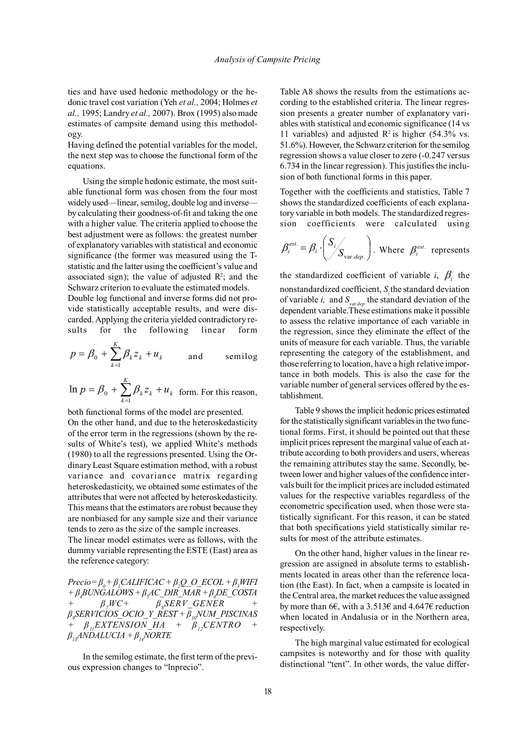ties and have used hedonic methodology or the hedonic travel cost variation (Yeh *et al.,* 2004; Holmes *et al.,* 1995; Landry *et al.,* 2007). Brox (1995) also made estimates of campsite demand using this methodology.

Having defined the potential variables for the model, the next step was to choose the functional form of the equations.

Using the simple hedonic estimate, the most suitable functional form was chosen from the four most widely used—linear, semilog, double log and inverse—by calculating their goodness-of-fit and taking the one with a higher value. The criteria applied to choose the best adjustment were as follows: the greatest number of explanatory variables with statistical and economic significance (the former was measured using the T-statistic and the latter using the coefficient's value and associated sign); the value of adjusted $R^2$; and the Schwarz criterion to evaluate the estimated models.

Double log functional and inverse forms did not provide statistically acceptable results, and were discarded. Applying the criteria yielded contradictory results for the following linear form $p = \beta_0 + \sum_{k=1}^{K} \beta_k z_k + u_k$ and semilog $\ln p = \beta_0 + \sum_{k=1}^{K} \beta_k z_k + u_k$ form. For this reason, both functional forms of the model are presented.

On the other hand, and due to the heteroskedasticity of the error term in the regressions (shown by the results of White's test), we applied White's methods (1980) to all the regressions presented. Using the Ordinary Least Square estimation method, with a robust variance and covariance matrix regarding heteroskedasticity, we obtained some estimates of the attributes that were not affected by heteroskedasticity. This means that the estimators are robust because they are nonbiased for any sample size and their variance tends to zero as the size of the sample increases.

The linear model estimates were as follows, with the dummy variable representing the ESTE (East) area as the reference category:

$$Precio = \beta_0 + \beta_1 CALIFICAC + \beta_2 Q\_O\_ECOL + \beta_3 WIFI + \beta_4 BUNGALOWS + \beta_5 AC\_DIR\_MAR + \beta_6 DE\_COSTA + \beta_7 WC + \beta_8 SERV\_GENER + \beta_9 SERVICIOS\_OCIO\_Y\_REST + \beta_{10} NUM\_PISCINAS + \beta_{11} EXTENSION\_HA + \beta_{12} CENTRO + \beta_{13} ANDALUCIA + \beta_{14} NORTE$$

In the semilog estimate, the first term of the previous expression changes to "lnprecio".

Table A8 shows the results from the estimations according to the established criteria. The linear regression presents a greater number of explanatory variables with statistical and economic significance (14 vs 11 variables) and adjusted $R^2$ is higher (54.3% vs. 51.6%). However, the Schwarz criterion for the semilog regression shows a value closer to zero (-0.247 versus 6.734 in the linear regression). This justifies the inclusion of both functional forms in this paper.

Together with the coefficients and statistics, Table 7 shows the standardized coefficients of each explanatory variable in both models. The standardized regression coefficients were calculated using $\beta_i^{est.} = \beta_i \cdot \left( S_i / S_{\text{var.}dep.} \right)$. Where $\beta_i^{est.}$ represents the standardized coefficient of variable *i*, $\beta_i$ the nonstandardized coefficient, $S_i$ the standard deviation of variable *i,* and $S_{var.dep}$ the standard deviation of the dependent variable. These estimations make it possible to assess the relative importance of each variable in the regression, since they eliminate the effect of the units of measure for each variable. Thus, the variable representing the category of the establishment, and those referring to location, have a high relative importance in both models. This is also the case for the variable number of general services offered by the establishment.

Table 9 shows the implicit hedonic prices estimated for the statistically significant variables in the two functional forms. First, it should be pointed out that these implicit prices represent the marginal value of each attribute according to both providers and users, whereas the remaining attributes stay the same. Secondly, between lower and higher values of the confidence intervals built for the implicit prices are included estimated values for the respective variables regardless of the econometric specification used, when those were statistically significant. For this reason, it can be stated that both specifications yield statistically similar results for most of the attribute estimates.

On the other hand, higher values in the linear regression are assigned in absolute terms to establishments located in areas other than the reference location (the East). In fact, when a campsite is located in the Central area, the market reduces the value assigned by more than 6€, with a 3.513€ and 4.647€ reduction when located in Andalusia or in the Northern area, respectively.

The high marginal value estimated for ecological campsites is noteworthy and for those with quality distinctional "tent". In other words, the value differ-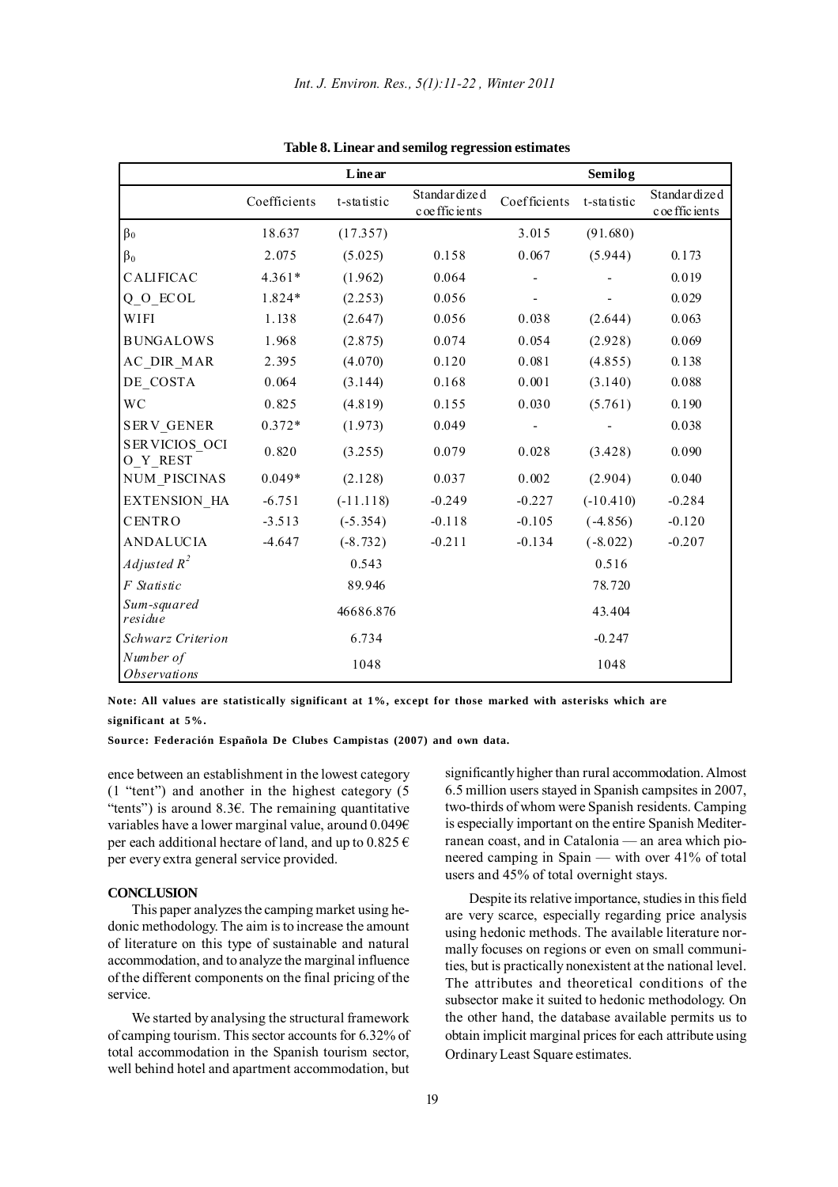**Table 8. Linear and semilog regression estimates**

| | Linear | | | Semilog | | |
|---|---|---|---|---|---|---|
| | Coefficients | t-statistic | Standardized coefficients | Coefficients | t-statistic | Standardized coefficients |
| $\beta_0$ | 18.637 | (17.357) | | 3.015 | (91.680) | |
| $\beta_0$ | 2.075 | (5.025) | 0.158 | 0.067 | (5.944) | 0.173 |
| CALIFICAC | 4.361* | (1.962) | 0.064 | - | - | 0.019 |
| Q_O_ECOL | 1.824* | (2.253) | 0.056 | - | - | 0.029 |
| WIFI | 1.138 | (2.647) | 0.056 | 0.038 | (2.644) | 0.063 |
| BUNGALOWS | 1.968 | (2.875) | 0.074 | 0.054 | (2.928) | 0.069 |
| AC_DIR_MAR | 2.395 | (4.070) | 0.120 | 0.081 | (4.855) | 0.138 |
| DE_COSTA | 0.064 | (3.144) | 0.168 | 0.001 | (3.140) | 0.088 |
| WC | 0.825 | (4.819) | 0.155 | 0.030 | (5.761) | 0.190 |
| SERV_GENER | 0.372* | (1.973) | 0.049 | - | - | 0.038 |
| SERVICIOS_OCIO_Y_REST | 0.820 | (3.255) | 0.079 | 0.028 | (3.428) | 0.090 |
| NUM_PISCINAS | 0.049* | (2.128) | 0.037 | 0.002 | (2.904) | 0.040 |
| EXTENSION_HA | -6.751 | (-11.118) | -0.249 | -0.227 | (-10.410) | -0.284 |
| CENTRO | -3.513 | (-5.354) | -0.118 | -0.105 | (-4.856) | -0.120 |
| ANDALUCIA | -4.647 | (-8.732) | -0.211 | -0.134 | (-8.022) | -0.207 |
| *Adjusted $R^2$* | | 0.543 | | | 0.516 | |
| *F Statistic* | | 89.946 | | | 78.720 | |
| *Sum-squared residue* | | 46686.876 | | | 43.404 | |
| *Schwarz Criterion* | | 6.734 | | | -0.247 | |
| *Number of Observations* | | 1048 | | | 1048 | |

**Note: All values are statistically significant at 1%, except for those marked with asterisks which are significant at 5%.**

**Source: Federación Española De Clubes Campistas (2007) and own data.**

ence between an establishment in the lowest category (1 "tent") and another in the highest category (5 "tents") is around 8.3€. The remaining quantitative variables have a lower marginal value, around 0.049€ per each additional hectare of land, and up to 0.825 € per every extra general service provided.

## CONCLUSION

This paper analyzes the camping market using hedonic methodology. The aim is to increase the amount of literature on this type of sustainable and natural accommodation, and to analyze the marginal influence of the different components on the final pricing of the service.

We started by analysing the structural framework of camping tourism. This sector accounts for 6.32% of total accommodation in the Spanish tourism sector, well behind hotel and apartment accommodation, but significantly higher than rural accommodation. Almost 6.5 million users stayed in Spanish campsites in 2007, two-thirds of whom were Spanish residents. Camping is especially important on the entire Spanish Mediterranean coast, and in Catalonia — an area which pioneered camping in Spain — with over 41% of total users and 45% of total overnight stays.

Despite its relative importance, studies in this field are very scarce, especially regarding price analysis using hedonic methods. The available literature normally focuses on regions or even on small communities, but is practically nonexistent at the national level. The attributes and theoretical conditions of the subsector make it suited to hedonic methodology. On the other hand, the database available permits us to obtain implicit marginal prices for each attribute using Ordinary Least Square estimates.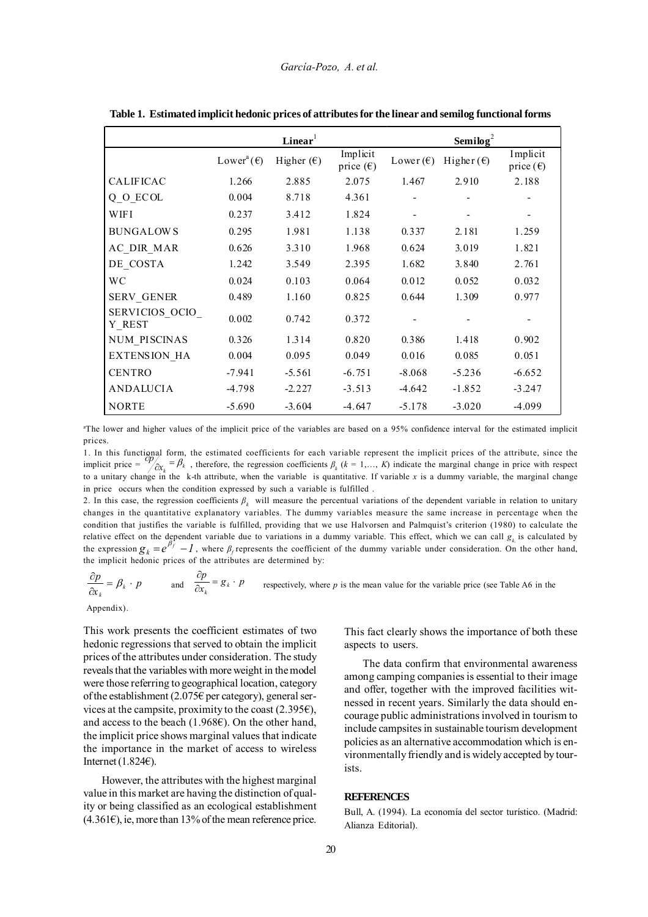**Table 1. Estimated implicit hedonic prices of attributes for the linear and semilog functional forms**

| | Linear[1] | | | Semilog[2] | | |
|---|---|---|---|---|---|---|
| | Lower[a] (€) | Higher (€) | Implicit price (€) | Lower (€) | Higher (€) | Implicit price (€) |
| CALIFICAC | 1.266 | 2.885 | 2.075 | 1.467 | 2.910 | 2.188 |
| Q_O_ECOL | 0.004 | 8.718 | 4.361 | - | - | - |
| WIFI | 0.237 | 3.412 | 1.824 | - | - | - |
| BUNGALOWS | 0.295 | 1.981 | 1.138 | 0.337 | 2.181 | 1.259 |
| AC_DIR_MAR | 0.626 | 3.310 | 1.968 | 0.624 | 3.019 | 1.821 |
| DE_COSTA | 1.242 | 3.549 | 2.395 | 1.682 | 3.840 | 2.761 |
| WC | 0.024 | 0.103 | 0.064 | 0.012 | 0.052 | 0.032 |
| SERV_GENER | 0.489 | 1.160 | 0.825 | 0.644 | 1.309 | 0.977 |
| SERVICIOS_OCIO_Y_REST | 0.002 | 0.742 | 0.372 | - | - | - |
| NUM_PISCINAS | 0.326 | 1.314 | 0.820 | 0.386 | 1.418 | 0.902 |
| EXTENSION_HA | 0.004 | 0.095 | 0.049 | 0.016 | 0.085 | 0.051 |
| CENTRO | -7.941 | -5.561 | -6.751 | -8.068 | -5.236 | -6.652 |
| ANDALUCIA | -4.798 | -2.227 | -3.513 | -4.642 | -1.852 | -3.247 |
| NORTE | -5.690 | -3.604 | -4.647 | -5.178 | -3.020 | -4.099 |

[a]The lower and higher values of the implicit price of the variables are based on a 95% confidence interval for the estimated implicit prices.

1. In this functional form, the estimated coefficients for each variable represent the implicit prices of the attribute, since the implicit price = $\partial p / \partial x_k = \beta_k$ , therefore, the regression coefficients $\beta_k$ ($k$ = 1,…, $K$) indicate the marginal change in price with respect to a unitary change in the k-th attribute, when the variable is quantitative. If variable $x$ is a dummy variable, the marginal change in price occurs when the condition expressed by such a variable is fulfilled .

2. In this case, the regression coefficients $\beta_k$ will measure the percentual variations of the dependent variable in relation to unitary changes in the quantitative explanatory variables. The dummy variables measure the same increase in percentage when the condition that justifies the variable is fulfilled, providing that we use Halvorsen and Palmquist's criterion (1980) to calculate the relative effect on the dependent variable due to variations in a dummy variable. This effect, which we can call $g_k$ is calculated by the expression $g_k = e^{\beta_f} - 1$, where $\beta_f$ represents the coefficient of the dummy variable under consideration. On the other hand, the implicit hedonic prices of the attributes are determined by:

$$\frac{\partial p}{\partial x_k} = \beta_k \cdot p \quad \text{and} \quad \frac{\partial p}{\partial x_k} = g_k \cdot p$$

respectively, where $p$ is the mean value for the variable price (see Table A6 in the Appendix).

This work presents the coefficient estimates of two hedonic regressions that served to obtain the implicit prices of the attributes under consideration. The study reveals that the variables with more weight in the model were those referring to geographical location, category of the establishment (2.075€ per category), general services at the campsite, proximity to the coast (2.395€), and access to the beach (1.968€). On the other hand, the implicit price shows marginal values that indicate the importance in the market of access to wireless Internet (1.824€).

However, the attributes with the highest marginal value in this market are having the distinction of quality or being classified as an ecological establishment (4.361€), ie, more than 13% of the mean reference price. This fact clearly shows the importance of both these aspects to users.

The data confirm that environmental awareness among camping companies is essential to their image and offer, together with the improved facilities witnessed in recent years. Similarly the data should encourage public administrations involved in tourism to include campsites in sustainable tourism development policies as an alternative accommodation which is environmentally friendly and is widely accepted by tourists.

## REFERENCES

Bull, A. (1994). La economía del sector turístico. (Madrid: Alianza Editorial).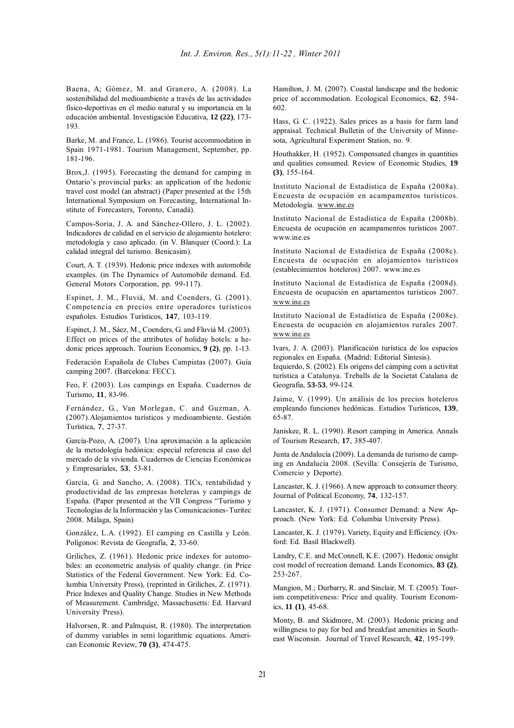Baena, A; Gómez, M. and Granero, A. (2008). La sostenibilidad del medioambiente a través de las actividades físico-deportivas en el medio natural y su importancia en la educación ambiental. Investigación Educativa, **12 (22)**, 173-193.

Barke, M. and France, L. (1986). Tourist accommodation in Spain 1971-1981. Tourism Management, September, pp. 181-196.

Brox,J. (1995). Forecasting the demand for camping in Ontario's provincial parks: an application of the hedonic travel cost model (an abstract) (Paper presented at the 15th International Symposium on Forecasting, International Institute of Forecasters, Toronto, Canadá).

Campos-Soria, J. A. and Sánchez-Ollero, J. L. (2002). Indicadores de calidad en el servicio de alojamiento hotelero: metodología y caso aplicado. (in V. Blanquer (Coord.): La calidad integral del turismo. Benicasim).

Court, A. T. (1939). Hedonic price indexes with automobile examples. (in The Dynamics of Automobile demand. Ed. General Motors Corporation, pp. 99-117).

Espinet, J. M., Fluviá, M. and Coenders, G. (2001). Competencia en precios entre operadores turísticos españoles. Estudios Turísticos, **147**, 103-119.

Espinet, J. M., Sáez, M., Coenders, G. and Fluviá M. (2003). Effect on prices of the attributes of holiday hotels: a hedonic prices approach. Tourism Economics, **9 (2)**, pp. 1-13.

Federación Española de Clubes Campistas (2007). Guía camping 2007. (Barcelona: FECC).

Feo, F. (2003). Los campings en España. Cuadernos de Turismo, **11**, 83-96.

Fernández, G., Van Morlegan, C. and Guzman, A. (2007).Alojamientos turísticos y medioambiente. Gestión Turística, **7**, 27-37.

García-Pozo, A. (2007). Una aproximación a la aplicación de la metodología hedónica: especial referencia al caso del mercado de la vivienda. Cuadernos de Ciencias Económicas y Empresariales, **53**, 53-81.

García, G. and Sancho, A. (2008). TICs, rentabilidad y productividad de las empresas hoteleras y campings de España. (Paper presented at the VII Congress "Turismo y Tecnologías de la Información y las Comunicaciones- Turitec 2008. Málaga, Spain)

González, L.A. (1992). El camping en Castilla y León. Polígonos: Revista de Geografía, **2**, 33-60.

Griliches, Z. (1961). Hedonic price indexes for automobiles: an econometric analysis of quality change. (in Price Statistics of the Federal Government. New York: Ed. Columbia University Press), (reprinted in Griliches, Z. (1971). Price Indexes and Quality Change. Studies in New Methods of Measurement. Cambridge, Massachusetts: Ed. Harvard University Press).

Halvorsen, R. and Palmquist, R. (1980). The interpretation of dummy variables in semi logarithmic equations. American Economic Review, **70 (3)**, 474-475.

Hamilton, J. M. (2007). Coastal landscape and the hedonic price of accommodation. Ecological Economics, **62**, 594-602.

Hass, G. C. (1922). Sales prices as a basis for farm land appraisal. Technical Bulletin of the University of Minnesota, Agricultural Experiment Station, no. 9.

Houthakker, H. (1952). Compensated changes in quantities and qualities consumed. Review of Economic Studies, **19 (3)**, 155-164.

Instituto Nacional de Estadística de España (2008a). Encuesta de ocupación en acampamentos turísticos. Metodología. www.ine.es

Instituto Nacional de Estadística de España (2008b). Encuesta de ocupación en acampamentos turísticos 2007. www.ine.es

Instituto Nacional de Estadística de España (2008c). Encuesta de ocupación en alojamientos turísticos (establecimientos hoteleros) 2007. www.ine.es

Instituto Nacional de Estadística de España (2008d). Encuesta de ocupación en apartamentos turísticos 2007. www.ine.es

Instituto Nacional de Estadística de España (2008e). Encuesta de ocupación en alojamientos rurales 2007. www.ine.es

Ivars, J. A. (2003). Planificación turística de los espacios regionales en España. (Madrid: Editorial Síntesis).

Izquierdo, S. (2002). Els orígens del càmping com a activitat turística a Catalunya. Treballs de la Societat Catalana de Geografia, **53-53**, 99-124.

Jaime, V. (1999). Un análisis de los precios hoteleros empleando funciones hedónicas. Estudios Turísticos, **139**, 65-87.

Janiskee, R. L. (1990). Resort camping in America. Annals of Tourism Research, **17**, 385-407.

Junta de Andalucía (2009). La demanda de turismo de camping en Andalucía 2008. (Sevilla: Consejería de Turismo, Comercio y Deporte).

Lancaster, K. J. (1966). A new approach to consumer theory. Journal of Political Economy, **74**, 132-157.

Lancaster, K. J. (1971). Consumer Demand: a New Approach. (New York: Ed. Columbia University Press).

Lancaster, K. J. (1979). Variety, Equity and Efficiency. (Oxford: Ed. Basil Blackwell).

Landry, C.E. and McConnell, K.E. (2007). Hedonic onsight cost model of recreation demand. Lands Economics, **83 (2)**, 253-267.

Mangion, M.; Durbarry, R. and Sinclair, M. T. (2005). Tourism competitiveness: Price and quality. Tourism Economics, **11 (1)**, 45-68.

Monty, B. and Skidmore, M. (2003). Hedonic pricing and willingness to pay for bed and breakfast amenities in Southeast Wisconsin. Journal of Travel Research, **42**, 195-199.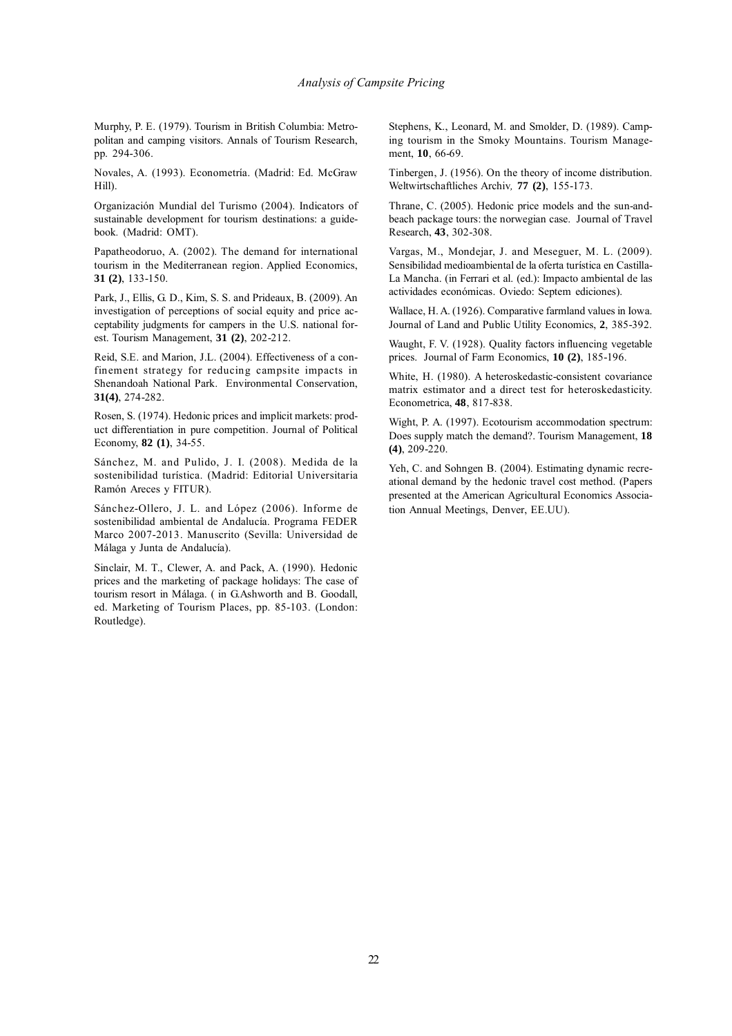Murphy, P. E. (1979). Tourism in British Columbia: Metropolitan and camping visitors. Annals of Tourism Research, pp. 294-306.

Novales, A. (1993). Econometría. (Madrid: Ed. McGraw Hill).

Organización Mundial del Turismo (2004). Indicators of sustainable development for tourism destinations: a guidebook. (Madrid: OMT).

Papatheodoruo, A. (2002). The demand for international tourism in the Mediterranean region. Applied Economics, **31 (2)**, 133-150.

Park, J., Ellis, G. D., Kim, S. S. and Prideaux, B. (2009). An investigation of perceptions of social equity and price acceptability judgments for campers in the U.S. national forest. Tourism Management, **31 (2)**, 202-212.

Reid, S.E. and Marion, J.L. (2004). Effectiveness of a confinement strategy for reducing campsite impacts in Shenandoah National Park. Environmental Conservation, **31(4)**, 274-282.

Rosen, S. (1974). Hedonic prices and implicit markets: product differentiation in pure competition. Journal of Political Economy, **82 (1)**, 34-55.

Sánchez, M. and Pulido, J. I. (2008). Medida de la sostenibilidad turística. (Madrid: Editorial Universitaria Ramón Areces y FITUR).

Sánchez-Ollero, J. L. and López (2006). Informe de sostenibilidad ambiental de Andalucía. Programa FEDER Marco 2007-2013. Manuscrito (Sevilla: Universidad de Málaga y Junta de Andalucía).

Sinclair, M. T., Clewer, A. and Pack, A. (1990). Hedonic prices and the marketing of package holidays: The case of tourism resort in Málaga. ( in G.Ashworth and B. Goodall, ed. Marketing of Tourism Places, pp. 85-103. (London: Routledge).

Stephens, K., Leonard, M. and Smolder, D. (1989). Camping tourism in the Smoky Mountains. Tourism Management, **10**, 66-69.

Tinbergen, J. (1956). On the theory of income distribution. Weltwirtschaftliches Archiv, **77 (2)**, 155-173.

Thrane, C. (2005). Hedonic price models and the sun-and-beach package tours: the norwegian case. Journal of Travel Research, **43**, 302-308.

Vargas, M., Mondejar, J. and Meseguer, M. L. (2009). Sensibilidad medioambiental de la oferta turística en Castilla-La Mancha. (in Ferrari et al. (ed.): Impacto ambiental de las actividades económicas. Oviedo: Septem ediciones).

Wallace, H. A. (1926). Comparative farmland values in Iowa. Journal of Land and Public Utility Economics, **2**, 385-392.

Waught, F. V. (1928). Quality factors influencing vegetable prices. Journal of Farm Economics, **10 (2)**, 185-196.

White, H. (1980). A heteroskedastic-consistent covariance matrix estimator and a direct test for heteroskedasticity. Econometrica, **48**, 817-838.

Wight, P. A. (1997). Ecotourism accommodation spectrum: Does supply match the demand?. Tourism Management, **18 (4)**, 209-220.

Yeh, C. and Sohngen B. (2004). Estimating dynamic recreational demand by the hedonic travel cost method. (Papers presented at the American Agricultural Economics Association Annual Meetings, Denver, EE.UU).